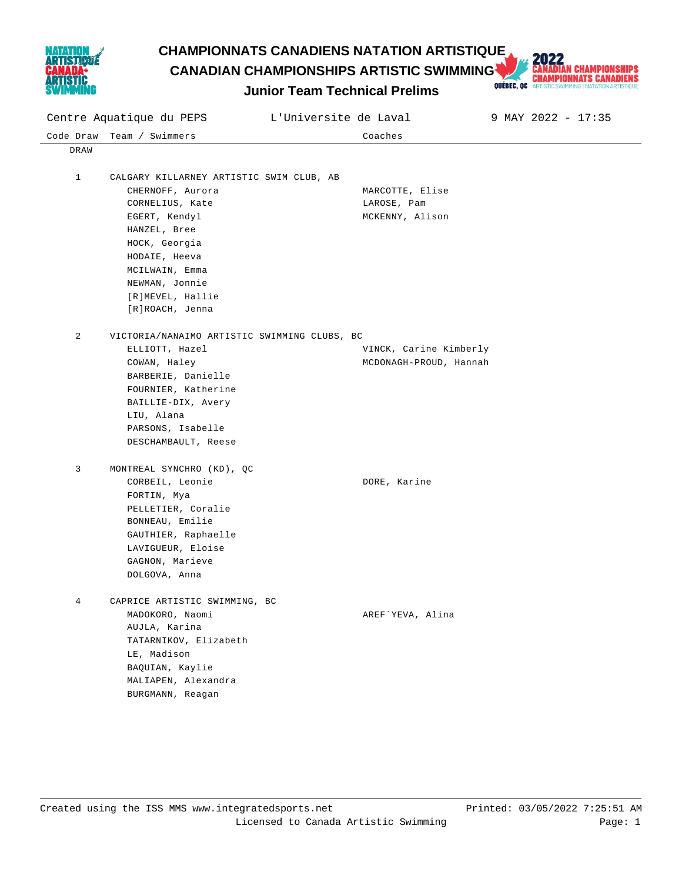# CHAMPIONNATS CANADIENS NATATION ARTISTIQUE
# CANADIAN CHAMPIONSHIPS ARTISTIC SWIMMING
## Junior Team Technical Prelims

Centre Aquatique du PEPS | L'Universite de Laval | 9 MAY 2022 - 17:35

| Code Draw | Team / Swimmers | Coaches |
|---|---|---|
| DRAW | | |
| 1 | CALGARY KILLARNEY ARTISTIC SWIM CLUB, AB | |
| | CHERNOFF, Aurora | MARCOTTE, Elise |
| | CORNELIUS, Kate | LAROSE, Pam |
| | EGERT, Kendyl | MCKENNY, Alison |
| | HANZEL, Bree | |
| | HOCK, Georgia | |
| | HODAIE, Heeva | |
| | MCILWAIN, Emma | |
| | NEWMAN, Jonnie | |
| | [R]MEVEL, Hallie | |
| | [R]ROACH, Jenna | |
| 2 | VICTORIA/NANAIMO ARTISTIC SWIMMING CLUBS, BC | |
| | ELLIOTT, Hazel | VINCK, Carine Kimberly |
| | COWAN, Haley | MCDONAGH-PROUD, Hannah |
| | BARBERIE, Danielle | |
| | FOURNIER, Katherine | |
| | BAILLIE-DIX, Avery | |
| | LIU, Alana | |
| | PARSONS, Isabelle | |
| | DESCHAMBAULT, Reese | |
| 3 | MONTREAL SYNCHRO (KD), QC | |
| | CORBEIL, Leonie | DORE, Karine |
| | FORTIN, Mya | |
| | PELLETIER, Coralie | |
| | BONNEAU, Emilie | |
| | GAUTHIER, Raphaelle | |
| | LAVIGUEUR, Eloise | |
| | GAGNON, Marieve | |
| | DOLGOVA, Anna | |
| 4 | CAPRICE ARTISTIC SWIMMING, BC | |
| | MADOKORO, Naomi | AREF`YEVA, Alina |
| | AUJLA, Karina | |
| | TATARNIKOV, Elizabeth | |
| | LE, Madison | |
| | BAQUIAN, Kaylie | |
| | MALIAPEN, Alexandra | |
| | BURGMANN, Reagan | |

Created using the ISS MMS www.integratedsports.net — Printed: 03/05/2022 7:25:51 AM

Licensed to Canada Artistic Swimming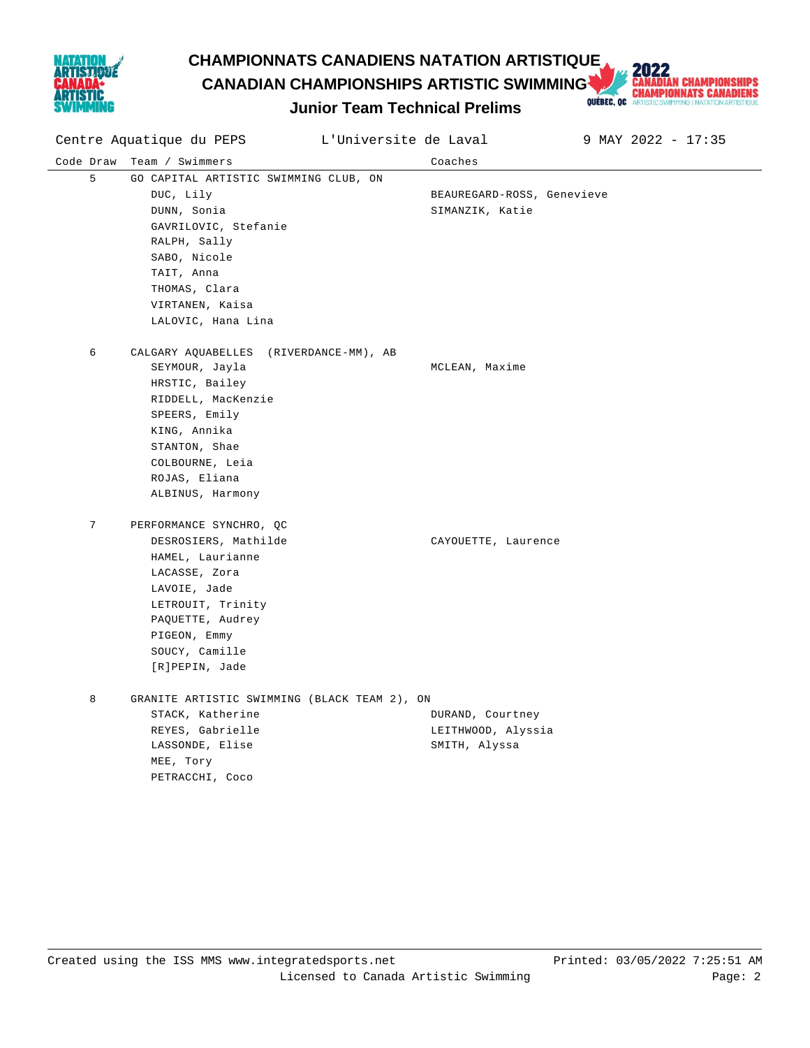# CHAMPIONNATS CANADIENS NATATION ARTISTIQUE
# CANADIAN CHAMPIONSHIPS ARTISTIC SWIMMING
## Junior Team Technical Prelims

Centre Aquatique du PEPS | L'Universite de Laval | 9 MAY 2022 - 17:35

| Code | Draw | Team / Swimmers | Coaches |
|---|---|---|---|
| | 5 | GO CAPITAL ARTISTIC SWIMMING CLUB, ON | |
| | | DUC, Lily | BEAUREGARD-ROSS, Genevieve |
| | | DUNN, Sonia | SIMANZIK, Katie |
| | | GAVRILOVIC, Stefanie | |
| | | RALPH, Sally | |
| | | SABO, Nicole | |
| | | TAIT, Anna | |
| | | THOMAS, Clara | |
| | | VIRTANEN, Kaisa | |
| | | LALOVIC, Hana Lina | |
| | 6 | CALGARY AQUABELLES (RIVERDANCE-MM), AB | |
| | | SEYMOUR, Jayla | MCLEAN, Maxime |
| | | HRSTIC, Bailey | |
| | | RIDDELL, MacKenzie | |
| | | SPEERS, Emily | |
| | | KING, Annika | |
| | | STANTON, Shae | |
| | | COLBOURNE, Leia | |
| | | ROJAS, Eliana | |
| | | ALBINUS, Harmony | |
| | 7 | PERFORMANCE SYNCHRO, QC | |
| | | DESROSIERS, Mathilde | CAYOUETTE, Laurence |
| | | HAMEL, Laurianne | |
| | | LACASSE, Zora | |
| | | LAVOIE, Jade | |
| | | LETROUIT, Trinity | |
| | | PAQUETTE, Audrey | |
| | | PIGEON, Emmy | |
| | | SOUCY, Camille | |
| | | [R]PEPIN, Jade | |
| | 8 | GRANITE ARTISTIC SWIMMING (BLACK TEAM 2), ON | |
| | | STACK, Katherine | DURAND, Courtney |
| | | REYES, Gabrielle | LEITHWOOD, Alyssia |
| | | LASSONDE, Elise | SMITH, Alyssa |
| | | MEE, Tory | |
| | | PETRACCHI, Coco | |

Created using the ISS MMS www.integratedsports.net
Licensed to Canada Artistic Swimming
Printed: 03/05/2022 7:25:51 AM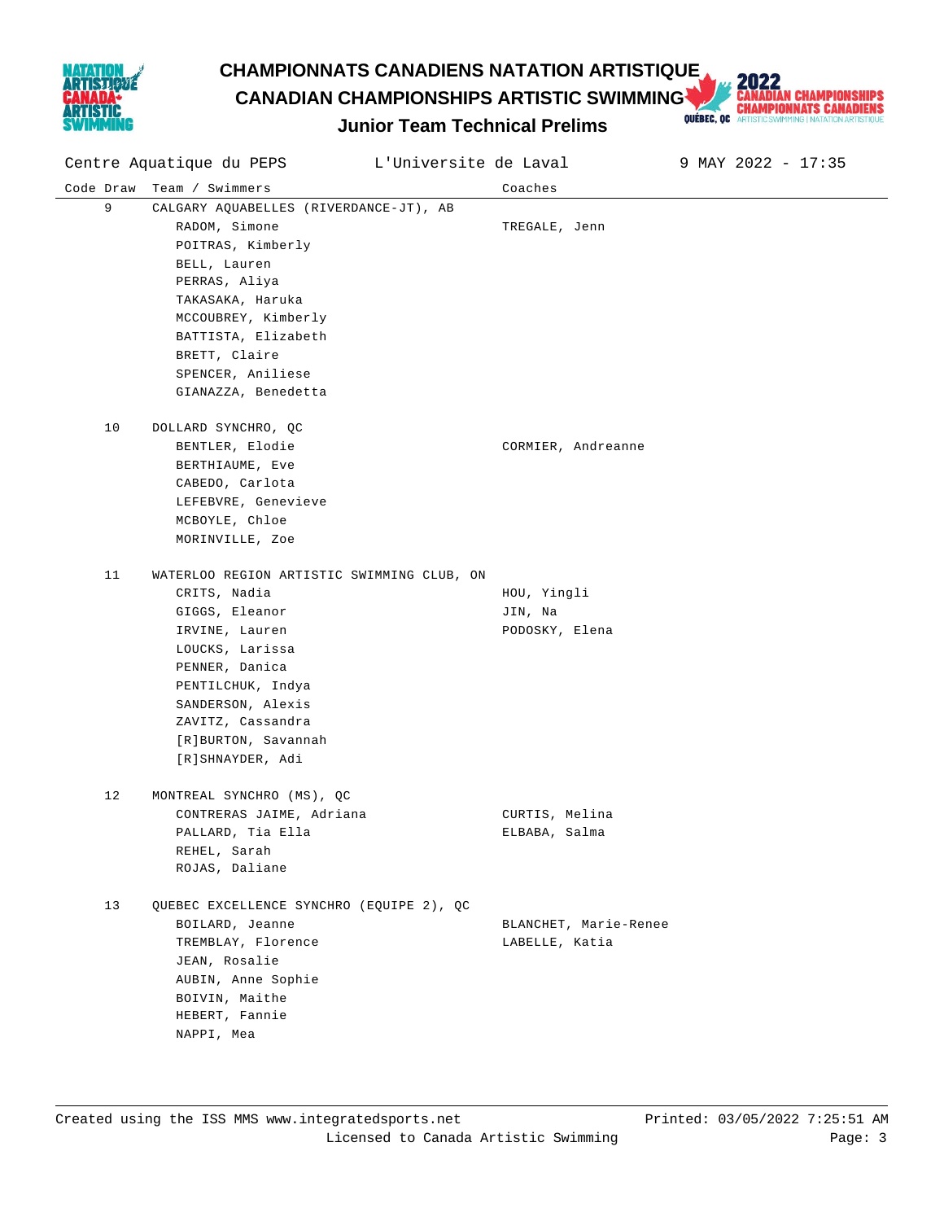# CHAMPIONNATS CANADIENS NATATION ARTISTIQUE

# CANADIAN CHAMPIONSHIPS ARTISTIC SWIMMING

## Junior Team Technical Prelims

Centre Aquatique du PEPS | L'Universite de Laval | 9 MAY 2022 - 17:35

| Code | Draw | Team / Swimmers | Coaches |
|---|---|---|---|
| | 9 | CALGARY AQUABELLES (RIVERDANCE-JT), AB | |
| | | RADOM, Simone | TREGALE, Jenn |
| | | POITRAS, Kimberly | |
| | | BELL, Lauren | |
| | | PERRAS, Aliya | |
| | | TAKASAKA, Haruka | |
| | | MCCOUBREY, Kimberly | |
| | | BATTISTA, Elizabeth | |
| | | BRETT, Claire | |
| | | SPENCER, Aniliese | |
| | | GIANAZZA, Benedetta | |
| | 10 | DOLLARD SYNCHRO, QC | |
| | | BENTLER, Elodie | CORMIER, Andreanne |
| | | BERTHIAUME, Eve | |
| | | CABEDO, Carlota | |
| | | LEFEBVRE, Genevieve | |
| | | MCBOYLE, Chloe | |
| | | MORINVILLE, Zoe | |
| | 11 | WATERLOO REGION ARTISTIC SWIMMING CLUB, ON | |
| | | CRITS, Nadia | HOU, Yingli |
| | | GIGGS, Eleanor | JIN, Na |
| | | IRVINE, Lauren | PODOSKY, Elena |
| | | LOUCKS, Larissa | |
| | | PENNER, Danica | |
| | | PENTILCHUK, Indya | |
| | | SANDERSON, Alexis | |
| | | ZAVITZ, Cassandra | |
| | | [R]BURTON, Savannah | |
| | | [R]SHNAYDER, Adi | |
| | 12 | MONTREAL SYNCHRO (MS), QC | |
| | | CONTRERAS JAIME, Adriana | CURTIS, Melina |
| | | PALLARD, Tia Ella | ELBABA, Salma |
| | | REHEL, Sarah | |
| | | ROJAS, Daliane | |
| | 13 | QUEBEC EXCELLENCE SYNCHRO (EQUIPE 2), QC | |
| | | BOILARD, Jeanne | BLANCHET, Marie-Renee |
| | | TREMBLAY, Florence | LABELLE, Katia |
| | | JEAN, Rosalie | |
| | | AUBIN, Anne Sophie | |
| | | BOIVIN, Maithe | |
| | | HEBERT, Fannie | |
| | | NAPPI, Mea | |

Created using the ISS MMS www.integratedsports.net — Printed: 03/05/2022 7:25:51 AM

Licensed to Canada Artistic Swimming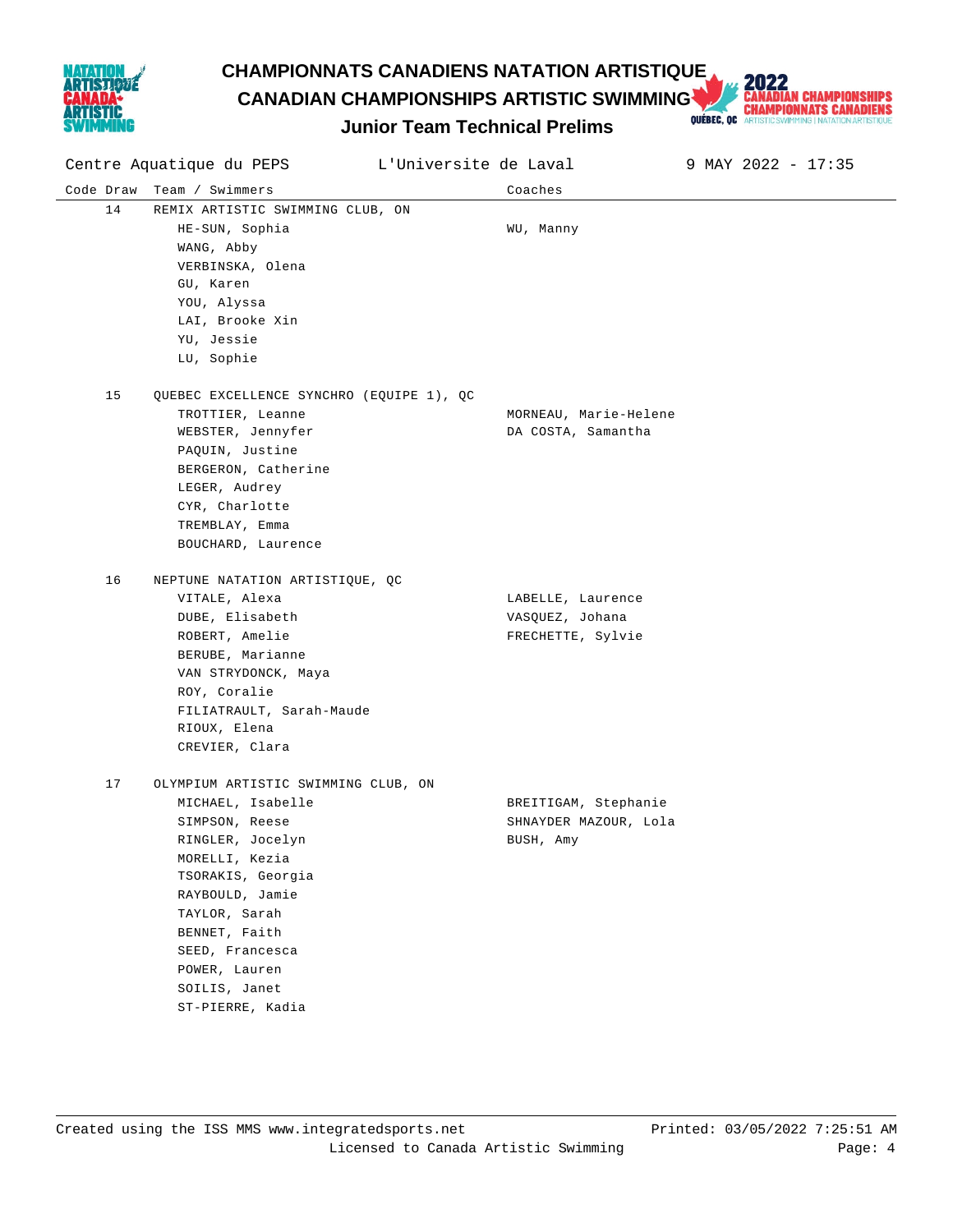# CHAMPIONNATS CANADIENS NATATION ARTISTIQUE
# CANADIAN CHAMPIONSHIPS ARTISTIC SWIMMING
## Junior Team Technical Prelims

Centre Aquatique du PEPS | L'Universite de Laval | 9 MAY 2022 - 17:35

| Code | Draw | Team / Swimmers | Coaches |
|---|---|---|---|
| | 14 | REMIX ARTISTIC SWIMMING CLUB, ON | |
| | | HE-SUN, Sophia | WU, Manny |
| | | WANG, Abby | |
| | | VERBINSKA, Olena | |
| | | GU, Karen | |
| | | YOU, Alyssa | |
| | | LAI, Brooke Xin | |
| | | YU, Jessie | |
| | | LU, Sophie | |
| | 15 | QUEBEC EXCELLENCE SYNCHRO (EQUIPE 1), QC | |
| | | TROTTIER, Leanne | MORNEAU, Marie-Helene |
| | | WEBSTER, Jennyfer | DA COSTA, Samantha |
| | | PAQUIN, Justine | |
| | | BERGERON, Catherine | |
| | | LEGER, Audrey | |
| | | CYR, Charlotte | |
| | | TREMBLAY, Emma | |
| | | BOUCHARD, Laurence | |
| | 16 | NEPTUNE NATATION ARTISTIQUE, QC | |
| | | VITALE, Alexa | LABELLE, Laurence |
| | | DUBE, Elisabeth | VASQUEZ, Johana |
| | | ROBERT, Amelie | FRECHETTE, Sylvie |
| | | BERUBE, Marianne | |
| | | VAN STRYDONCK, Maya | |
| | | ROY, Coralie | |
| | | FILIATRAULT, Sarah-Maude | |
| | | RIOUX, Elena | |
| | | CREVIER, Clara | |
| | 17 | OLYMPIUM ARTISTIC SWIMMING CLUB, ON | |
| | | MICHAEL, Isabelle | BREITIGAM, Stephanie |
| | | SIMPSON, Reese | SHNAYDER MAZOUR, Lola |
| | | RINGLER, Jocelyn | BUSH, Amy |
| | | MORELLI, Kezia | |
| | | TSORAKIS, Georgia | |
| | | RAYBOULD, Jamie | |
| | | TAYLOR, Sarah | |
| | | BENNET, Faith | |
| | | SEED, Francesca | |
| | | POWER, Lauren | |
| | | SOILIS, Janet | |
| | | ST-PIERRE, Kadia | |

Created using the ISS MMS www.integratedsports.net — Printed: 03/05/2022 7:25:51 AM
Licensed to Canada Artistic Swimming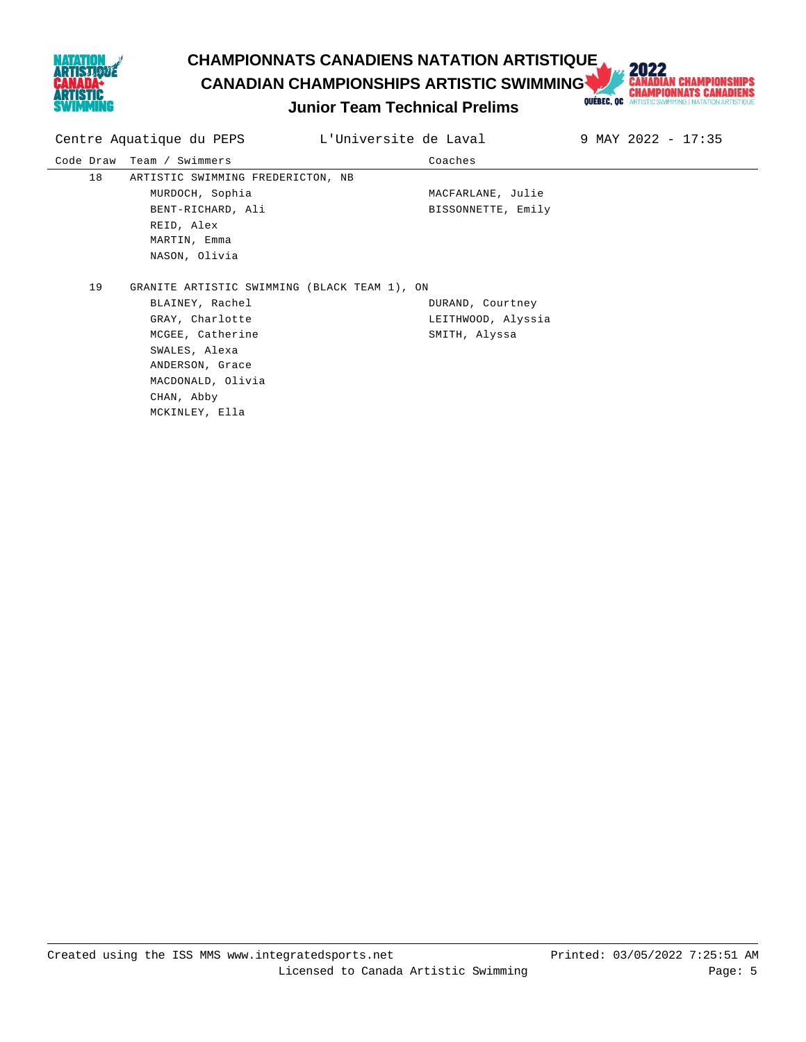# CHAMPIONNATS CANADIENS NATATION ARTISTIQUE

# CANADIAN CHAMPIONSHIPS ARTISTIC SWIMMING

## Junior Team Technical Prelims

Centre Aquatique du PEPS    L'Universite de Laval    9 MAY 2022 - 17:35

| Code Draw | Team / Swimmers | Coaches |
|---|---|---|
| 18 | ARTISTIC SWIMMING FREDERICTON, NB | |
| | MURDOCH, Sophia | MACFARLANE, Julie |
| | BENT-RICHARD, Ali | BISSONNETTE, Emily |
| | REID, Alex | |
| | MARTIN, Emma | |
| | NASON, Olivia | |
| 19 | GRANITE ARTISTIC SWIMMING (BLACK TEAM 1), ON | |
| | BLAINEY, Rachel | DURAND, Courtney |
| | GRAY, Charlotte | LEITHWOOD, Alyssia |
| | MCGEE, Catherine | SMITH, Alyssa |
| | SWALES, Alexa | |
| | ANDERSON, Grace | |
| | MACDONALD, Olivia | |
| | CHAN, Abby | |
| | MCKINLEY, Ella | |

Created using the ISS MMS www.integratedsports.net    Printed: 03/05/2022 7:25:51 AM

Licensed to Canada Artistic Swimming